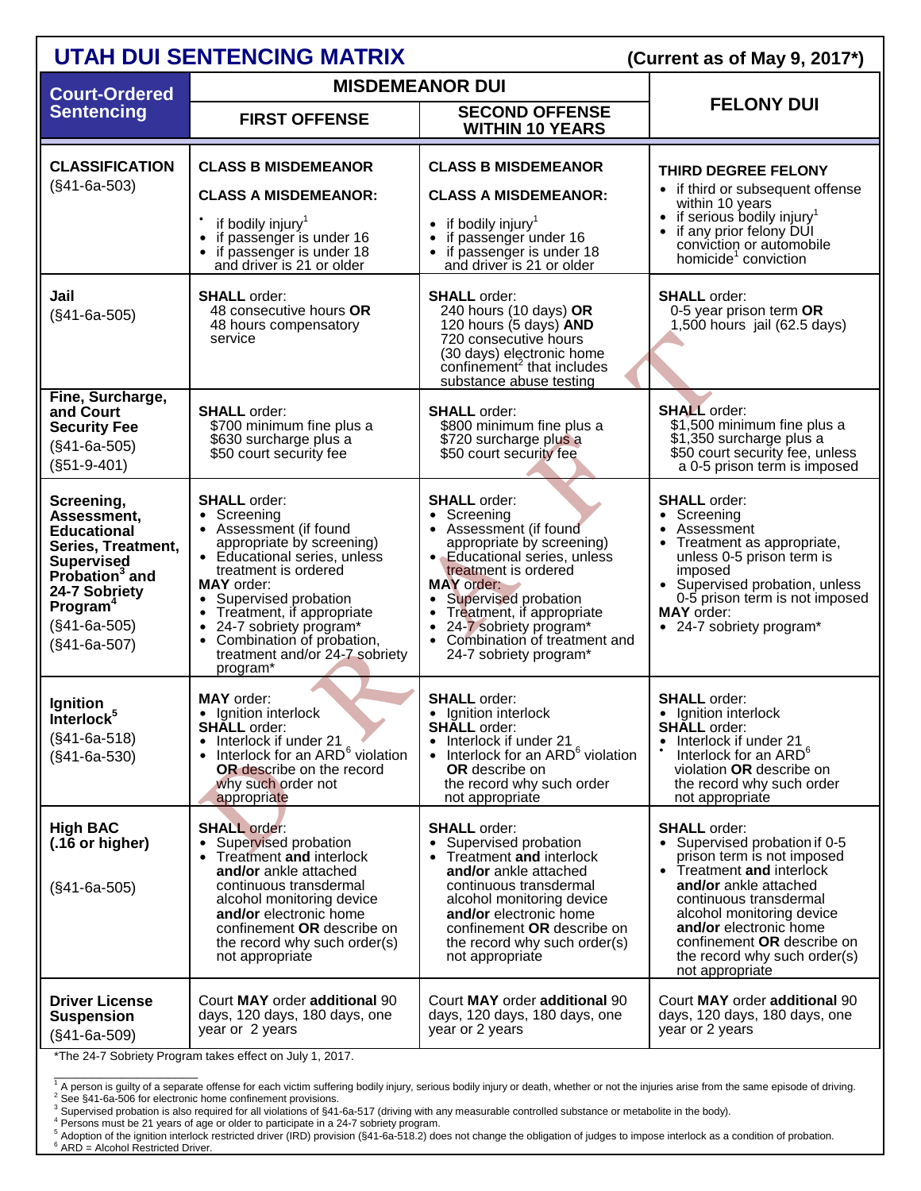# UTAH DUI SENTENCING MATRIX

**(Current as of May 9, 2017*)**

| Court-Ordered Sentencing | MISDEMEANOR DUI | | FELONY DUI |
|---|---|---|---|
| | **FIRST OFFENSE** | **SECOND OFFENSE WITHIN 10 YEARS** | |
| **CLASSIFICATION** (§41-6a-503) | **CLASS B MISDEMEANOR** <br> **CLASS A MISDEMEANOR:** <br> • if bodily injury[1] <br> • if passenger is under 16 <br> • if passenger is under 18 and driver is 21 or older | **CLASS B MISDEMEANOR** <br> **CLASS A MISDEMEANOR:** <br> • if bodily injury[1] <br> • if passenger under 16 <br> • if passenger is under 18 and driver is 21 or older | **THIRD DEGREE FELONY** <br> • if third or subsequent offense within 10 years <br> • if serious bodily injury[1] <br> • if any prior felony DUI conviction or automobile homicide[1] conviction |
| **Jail** (§41-6a-505) | **SHALL** order: 48 consecutive hours **OR** 48 hours compensatory service | **SHALL** order: 240 hours (10 days) **OR** 120 hours (5 days) **AND** 720 consecutive hours (30 days) electronic home confinement[2] that includes substance abuse testing | **SHALL** order: 0-5 year prison term **OR** 1,500 hours jail (62.5 days) |
| **Fine, Surcharge, and Court Security Fee** (§41-6a-505) (§51-9-401) | **SHALL** order: $700 minimum fine plus a $630 surcharge plus a $50 court security fee | **SHALL** order: $800 minimum fine plus a $720 surcharge plus a $50 court security fee | **SHALL** order: $1,500 minimum fine plus a $1,350 surcharge plus a $50 court security fee, unless a 0-5 prison term is imposed |
| **Screening, Assessment, Educational Series, Treatment, Supervised Probation[3] and 24-7 Sobriety Program[4]** (§41-6a-505) (§41-6a-507) | **SHALL** order: <br> • Screening <br> • Assessment (if found appropriate by screening) <br> • Educational series, unless treatment is ordered <br> **MAY** order: <br> • Supervised probation <br> • Treatment, if appropriate <br> • 24-7 sobriety program* <br> • Combination of probation, treatment and/or 24-7 sobriety program* | **SHALL** order: <br> • Screening <br> • Assessment (if found appropriate by screening) <br> • Educational series, unless treatment is ordered <br> **MAY** order: <br> • Supervised probation <br> • Treatment, if appropriate <br> • 24-7 sobriety program* <br> • Combination of treatment and 24-7 sobriety program* | **SHALL** order: <br> • Screening <br> • Assessment <br> • Treatment as appropriate, unless 0-5 prison term is imposed <br> • Supervised probation, unless 0-5 prison term is not imposed <br> **MAY** order: <br> • 24-7 sobriety program* |
| **Ignition Interlock[5]** (§41-6a-518) (§41-6a-530) | **MAY** order: <br> • Ignition interlock <br> **SHALL** order: <br> • Interlock if under 21 <br> • Interlock for an ARD[6] violation **OR** describe on the record why such order not appropriate | **SHALL** order: <br> • Ignition interlock <br> **SHALL** order: <br> • Interlock if under 21 <br> • Interlock for an ARD[6] violation **OR** describe on the record why such order not appropriate | **SHALL** order: <br> • Ignition interlock <br> **SHALL** order: <br> • Interlock if under 21 <br> • Interlock for an ARD[6] violation **OR** describe on the record why such order not appropriate |
| **High BAC (.16 or higher)** (§41-6a-505) | **SHALL** order: <br> • Supervised probation <br> • Treatment **and** interlock **and/or** ankle attached continuous transdermal alcohol monitoring device **and/or** electronic home confinement **OR** describe on the record why such order(s) not appropriate | **SHALL** order: <br> • Supervised probation <br> • Treatment **and** interlock **and/or** ankle attached continuous transdermal alcohol monitoring device **and/or** electronic home confinement **OR** describe on the record why such order(s) not appropriate | **SHALL** order: <br> • Supervised probation if 0-5 prison term is not imposed <br> • Treatment **and** interlock **and/or** ankle attached continuous transdermal alcohol monitoring device **and/or** electronic home confinement **OR** describe on the record why such order(s) not appropriate |
| **Driver License Suspension** (§41-6a-509) | Court **MAY** order **additional** 90 days, 120 days, 180 days, one year or 2 years | Court **MAY** order **additional** 90 days, 120 days, 180 days, one year or 2 years | Court **MAY** order **additional** 90 days, 120 days, 180 days, one year or 2 years |

*The 24-7 Sobriety Program takes effect on July 1, 2017.

[1] A person is guilty of a separate offense for each victim suffering bodily injury, serious bodily injury or death, whether or not the injuries arise from the same episode of driving.
[2] See §41-6a-506 for electronic home confinement provisions.
[3] Supervised probation is also required for all violations of §41-6a-517 (driving with any measurable controlled substance or metabolite in the body).
[4] Persons must be 21 years of age or older to participate in a 24-7 sobriety program.
[5] Adoption of the ignition interlock restricted driver (IRD) provision (§41-6a-518.2) does not change the obligation of judges to impose interlock as a condition of probation.
[6] ARD = Alcohol Restricted Driver.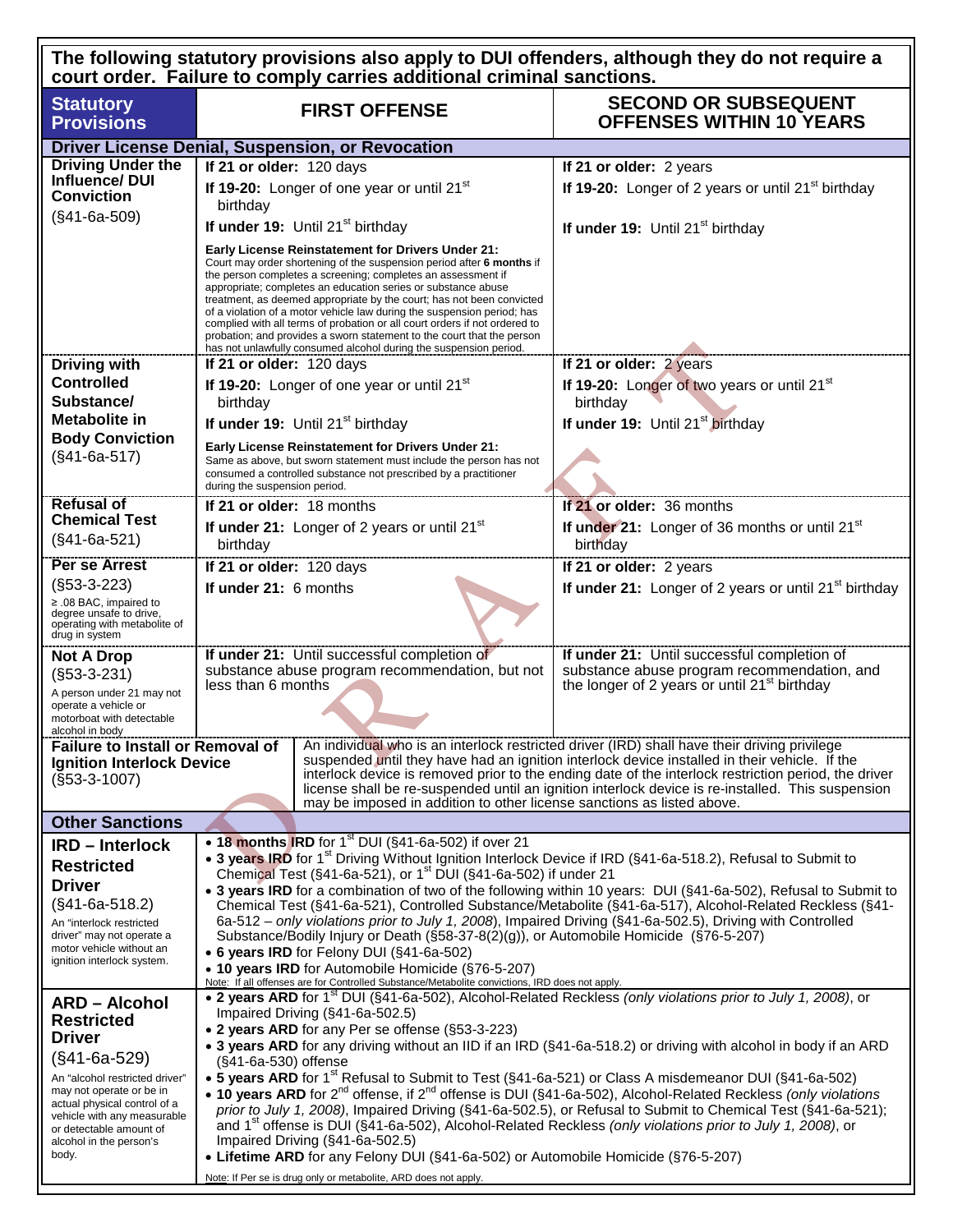**The following statutory provisions also apply to DUI offenders, although they do not require a court order. Failure to comply carries additional criminal sanctions.**

| Statutory Provisions | FIRST OFFENSE | SECOND OR SUBSEQUENT OFFENSES WITHIN 10 YEARS |
|---|---|---|
| **Driver License Denial, Suspension, or Revocation** | | |
| **Driving Under the Influence/ DUI Conviction** (§41-6a-509) | **If 21 or older:** 120 days<br>**If 19-20:** Longer of one year or until 21st birthday<br>**If under 19:** Until 21st birthday<br>**Early License Reinstatement for Drivers Under 21:** Court may order shortening of the suspension period after **6 months** if the person completes a screening; completes an assessment if appropriate; completes an education series or substance abuse treatment, as deemed appropriate by the court; has not been convicted of a violation of a motor vehicle law during the suspension period; has complied with all terms of probation or all court orders if not ordered to probation; and provides a sworn statement to the court that the person has not unlawfully consumed alcohol during the suspension period. | **If 21 or older:** 2 years<br>**If 19-20:** Longer of 2 years or until 21st birthday<br>**If under 19:** Until 21st birthday |
| **Driving with Controlled Substance/ Metabolite in Body Conviction** (§41-6a-517) | **If 21 or older:** 120 days<br>**If 19-20:** Longer of one year or until 21st birthday<br>**If under 19:** Until 21st birthday<br>**Early License Reinstatement for Drivers Under 21:** Same as above, but sworn statement must include the person has not consumed a controlled substance not prescribed by a practitioner during the suspension period. | **If 21 or older:** 2 years<br>**If 19-20:** Longer of two years or until 21st birthday<br>**If under 19:** Until 21st birthday |
| **Refusal of Chemical Test** (§41-6a-521) | **If 21 or older:** 18 months<br>**If under 21:** Longer of 2 years or until 21st birthday | **If 21 or older:** 36 months<br>**If under 21:** Longer of 36 months or until 21st birthday |
| **Per se Arrest** (§53-3-223)<br>≥ .08 BAC, impaired to degree unsafe to drive, operating with metabolite of drug in system | **If 21 or older:** 120 days<br>**If under 21:** 6 months | **If 21 or older:** 2 years<br>**If under 21:** Longer of 2 years or until 21st birthday |
| **Not A Drop** (§53-3-231)<br>A person under 21 may not operate a vehicle or motorboat with detectable alcohol in body | **If under 21:** Until successful completion of substance abuse program recommendation, but not less than 6 months | **If under 21:** Until successful completion of substance abuse program recommendation, and the longer of 2 years or until 21st birthday |
| **Failure to Install or Removal of Ignition Interlock Device** (§53-3-1007) | An individual who is an interlock restricted driver (IRD) shall have their driving privilege suspended until they have had an ignition interlock device installed in their vehicle. If the interlock device is removed prior to the ending date of the interlock restriction period, the driver license shall be re-suspended until an ignition interlock device is re-installed. This suspension may be imposed in addition to other license sanctions as listed above. | |
| **Other Sanctions** | | |
| **IRD – Interlock Restricted Driver** (§41-6a-518.2)<br>An "interlock restricted driver" may not operate a motor vehicle without an ignition interlock system. | • **18 months IRD** for 1st DUI (§41-6a-502) if over 21<br>• **3 years IRD** for 1st Driving Without Ignition Interlock Device if IRD (§41-6a-518.2), Refusal to Submit to Chemical Test (§41-6a-521), or 1st DUI (§41-6a-502) if under 21<br>• **3 years IRD** for a combination of two of the following within 10 years: DUI (§41-6a-502), Refusal to Submit to Chemical Test (§41-6a-521), Controlled Substance/Metabolite (§41-6a-517), Alcohol-Related Reckless (§41-6a-512 – *only violations prior to July 1, 2008*), Impaired Driving (§41-6a-502.5), Driving with Controlled Substance/Bodily Injury or Death (§58-37-8(2)(g)), or Automobile Homicide (§76-5-207)<br>• **6 years IRD** for Felony DUI (§41-6a-502)<br>• **10 years IRD** for Automobile Homicide (§76-5-207)<br>Note: If all offenses are for Controlled Substance/Metabolite convictions, IRD does not apply. | |
| **ARD – Alcohol Restricted Driver** (§41-6a-529)<br>An "alcohol restricted driver" may not operate or be in actual physical control of a vehicle with any measurable or detectable amount of alcohol in the person's body. | • **2 years ARD** for 1st DUI (§41-6a-502), Alcohol-Related Reckless *(only violations prior to July 1, 2008)*, or Impaired Driving (§41-6a-502.5)<br>• **2 years ARD** for any Per se offense (§53-3-223)<br>• **3 years ARD** for any driving without an IID if an IRD (§41-6a-518.2) or driving with alcohol in body if an ARD (§41-6a-530) offense<br>• **5 years ARD** for 1st Refusal to Submit to Test (§41-6a-521) or Class A misdemeanor DUI (§41-6a-502)<br>• **10 years ARD** for 2nd offense, if 2nd offense is DUI (§41-6a-502), Alcohol-Related Reckless *(only violations prior to July 1, 2008)*, Impaired Driving (§41-6a-502.5), or Refusal to Submit to Chemical Test (§41-6a-521); and 1st offense is DUI (§41-6a-502), Alcohol-Related Reckless *(only violations prior to July 1, 2008)*, or Impaired Driving (§41-6a-502.5)<br>• **Lifetime ARD** for any Felony DUI (§41-6a-502) or Automobile Homicide (§76-5-207)<br>Note: If Per se is drug only or metabolite, ARD does not apply. | |